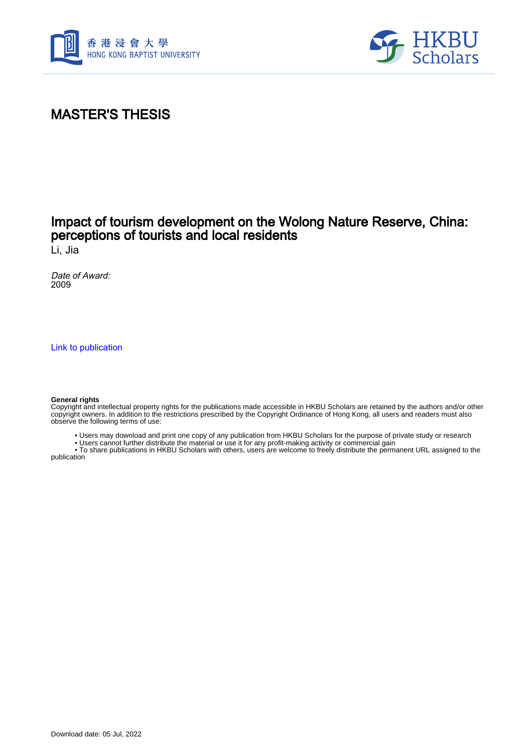# MASTER'S THESIS

## Impact of tourism development on the Wolong Nature Reserve, China: perceptions of tourists and local residents

Li, Jia

*Date of Award:*
2009

Link to publication

**General rights**
Copyright and intellectual property rights for the publications made accessible in HKBU Scholars are retained by the authors and/or other copyright owners. In addition to the restrictions prescribed by the Copyright Ordinance of Hong Kong, all users and readers must also observe the following terms of use:

- Users may download and print one copy of any publication from HKBU Scholars for the purpose of private study or research
- Users cannot further distribute the material or use it for any profit-making activity or commercial gain
- To share publications in HKBU Scholars with others, users are welcome to freely distribute the permanent URL assigned to the publication

Download date: 05 Jul, 2022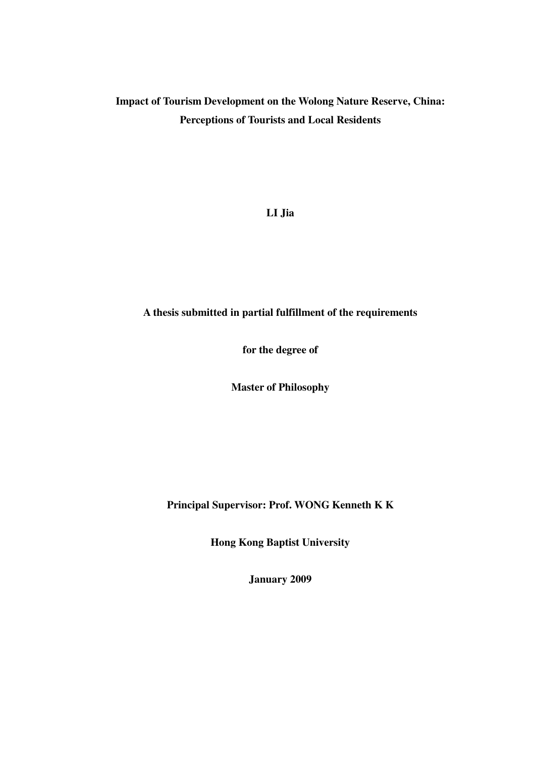# Impact of Tourism Development on the Wolong Nature Reserve, China: Perceptions of Tourists and Local Residents

**LI Jia**

**A thesis submitted in partial fulfillment of the requirements**

**for the degree of**

**Master of Philosophy**

**Principal Supervisor: Prof. WONG Kenneth K K**

**Hong Kong Baptist University**

**January 2009**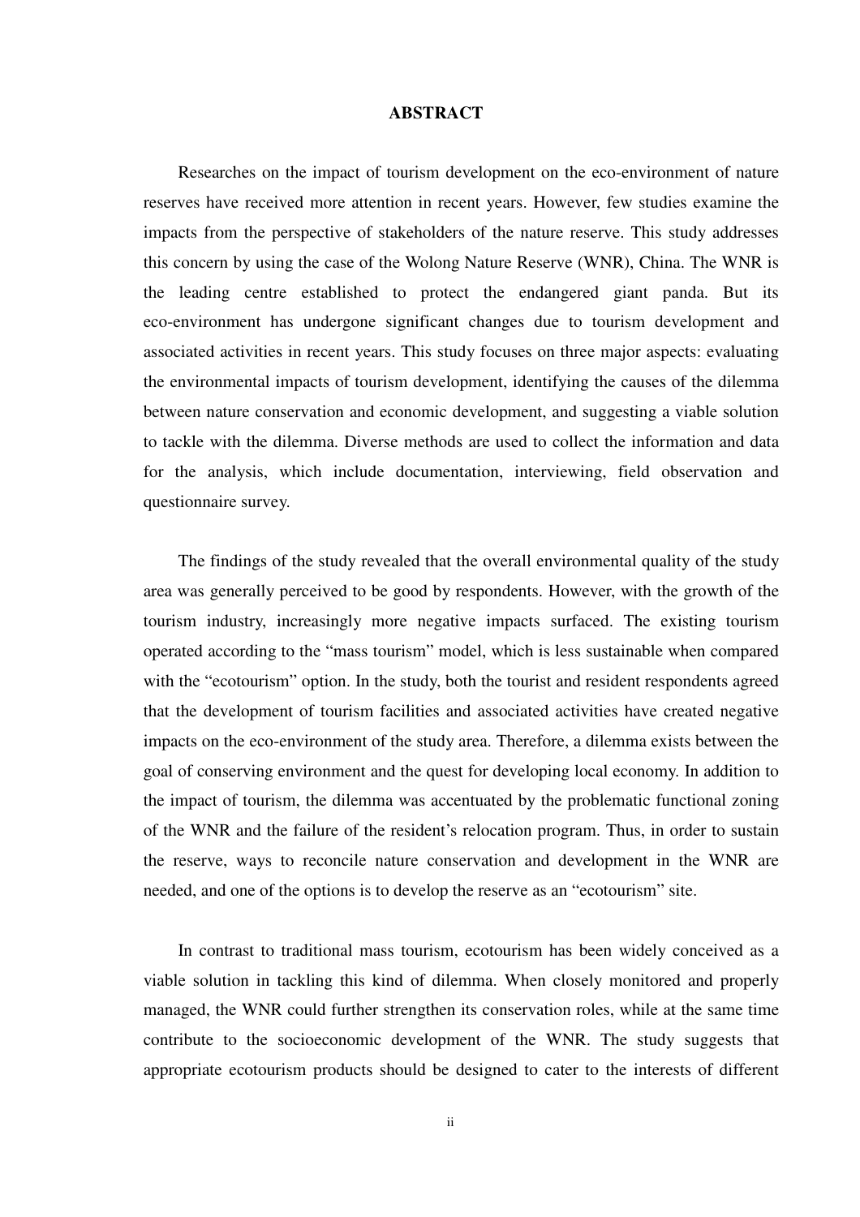# ABSTRACT

Researches on the impact of tourism development on the eco-environment of nature reserves have received more attention in recent years. However, few studies examine the impacts from the perspective of stakeholders of the nature reserve. This study addresses this concern by using the case of the Wolong Nature Reserve (WNR), China. The WNR is the leading centre established to protect the endangered giant panda. But its eco-environment has undergone significant changes due to tourism development and associated activities in recent years. This study focuses on three major aspects: evaluating the environmental impacts of tourism development, identifying the causes of the dilemma between nature conservation and economic development, and suggesting a viable solution to tackle with the dilemma. Diverse methods are used to collect the information and data for the analysis, which include documentation, interviewing, field observation and questionnaire survey.

The findings of the study revealed that the overall environmental quality of the study area was generally perceived to be good by respondents. However, with the growth of the tourism industry, increasingly more negative impacts surfaced. The existing tourism operated according to the "mass tourism" model, which is less sustainable when compared with the "ecotourism" option. In the study, both the tourist and resident respondents agreed that the development of tourism facilities and associated activities have created negative impacts on the eco-environment of the study area. Therefore, a dilemma exists between the goal of conserving environment and the quest for developing local economy. In addition to the impact of tourism, the dilemma was accentuated by the problematic functional zoning of the WNR and the failure of the resident's relocation program. Thus, in order to sustain the reserve, ways to reconcile nature conservation and development in the WNR are needed, and one of the options is to develop the reserve as an "ecotourism" site.

In contrast to traditional mass tourism, ecotourism has been widely conceived as a viable solution in tackling this kind of dilemma. When closely monitored and properly managed, the WNR could further strengthen its conservation roles, while at the same time contribute to the socioeconomic development of the WNR. The study suggests that appropriate ecotourism products should be designed to cater to the interests of different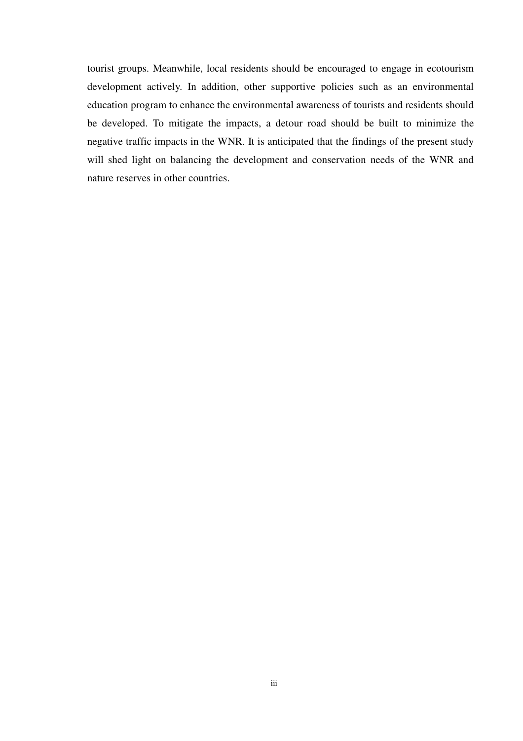tourist groups. Meanwhile, local residents should be encouraged to engage in ecotourism development actively. In addition, other supportive policies such as an environmental education program to enhance the environmental awareness of tourists and residents should be developed. To mitigate the impacts, a detour road should be built to minimize the negative traffic impacts in the WNR. It is anticipated that the findings of the present study will shed light on balancing the development and conservation needs of the WNR and nature reserves in other countries.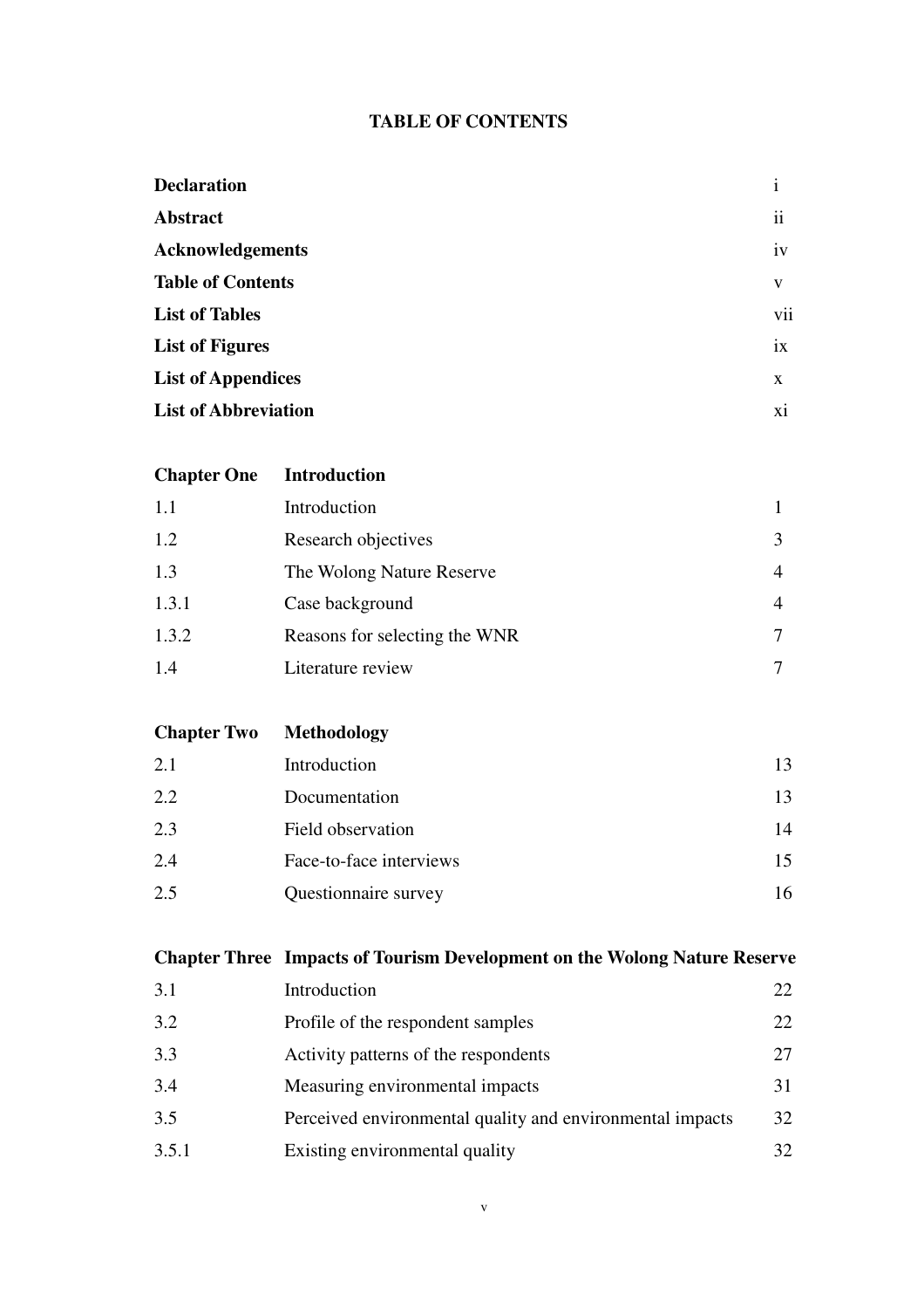# TABLE OF CONTENTS

| | | |
|---|---|---|
| **Declaration** | | i |
| **Abstract** | | ii |
| **Acknowledgements** | | iv |
| **Table of Contents** | | v |
| **List of Tables** | | vii |
| **List of Figures** | | ix |
| **List of Appendices** | | x |
| **List of Abbreviation** | | xi |
| | | |
| **Chapter One** | **Introduction** | |
| 1.1 | Introduction | 1 |
| 1.2 | Research objectives | 3 |
| 1.3 | The Wolong Nature Reserve | 4 |
| 1.3.1 | Case background | 4 |
| 1.3.2 | Reasons for selecting the WNR | 7 |
| 1.4 | Literature review | 7 |
| | | |
| **Chapter Two** | **Methodology** | |
| 2.1 | Introduction | 13 |
| 2.2 | Documentation | 13 |
| 2.3 | Field observation | 14 |
| 2.4 | Face-to-face interviews | 15 |
| 2.5 | Questionnaire survey | 16 |
| | | |
| **Chapter Three** | **Impacts of Tourism Development on the Wolong Nature Reserve** | |
| 3.1 | Introduction | 22 |
| 3.2 | Profile of the respondent samples | 22 |
| 3.3 | Activity patterns of the respondents | 27 |
| 3.4 | Measuring environmental impacts | 31 |
| 3.5 | Perceived environmental quality and environmental impacts | 32 |
| 3.5.1 | Existing environmental quality | 32 |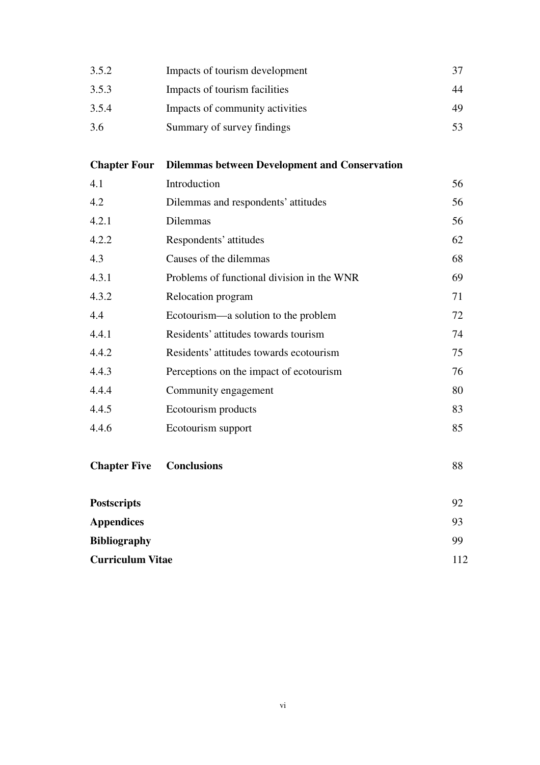| | | |
|---|---|---|
| 3.5.2 | Impacts of tourism development | 37 |
| 3.5.3 | Impacts of tourism facilities | 44 |
| 3.5.4 | Impacts of community activities | 49 |
| 3.6 | Summary of survey findings | 53 |
| **Chapter Four** | **Dilemmas between Development and Conservation** | |
| 4.1 | Introduction | 56 |
| 4.2 | Dilemmas and respondents' attitudes | 56 |
| 4.2.1 | Dilemmas | 56 |
| 4.2.2 | Respondents' attitudes | 62 |
| 4.3 | Causes of the dilemmas | 68 |
| 4.3.1 | Problems of functional division in the WNR | 69 |
| 4.3.2 | Relocation program | 71 |
| 4.4 | Ecotourism—a solution to the problem | 72 |
| 4.4.1 | Residents' attitudes towards tourism | 74 |
| 4.4.2 | Residents' attitudes towards ecotourism | 75 |
| 4.4.3 | Perceptions on the impact of ecotourism | 76 |
| 4.4.4 | Community engagement | 80 |
| 4.4.5 | Ecotourism products | 83 |
| 4.4.6 | Ecotourism support | 85 |
| **Chapter Five** | **Conclusions** | 88 |
| **Postscripts** | | 92 |
| **Appendices** | | 93 |
| **Bibliography** | | 99 |
| **Curriculum Vitae** | | 112 |